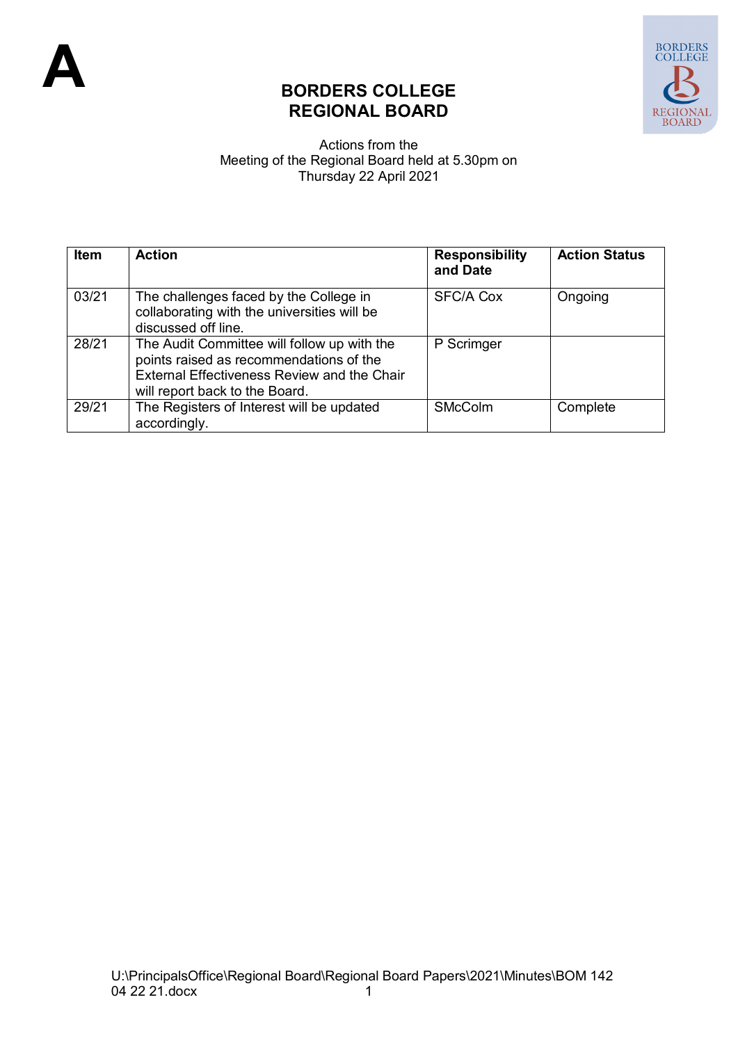A

# BORDERS COLLEGE
# REGIONAL BOARD

Actions from the
Meeting of the Regional Board held at 5.30pm on
Thursday 22 April 2021

| Item | Action | Responsibility and Date | Action Status |
|---|---|---|---|
| 03/21 | The challenges faced by the College in collaborating with the universities will be discussed off line. | SFC/A Cox | Ongoing |
| 28/21 | The Audit Committee will follow up with the points raised as recommendations of the External Effectiveness Review and the Chair will report back to the Board. | P Scrimger | |
| 29/21 | The Registers of Interest will be updated accordingly. | SMcColm | Complete |

U:\PrincipalsOffice\Regional Board\Regional Board Papers\2021\Minutes\BOM 142 04 22 21.docx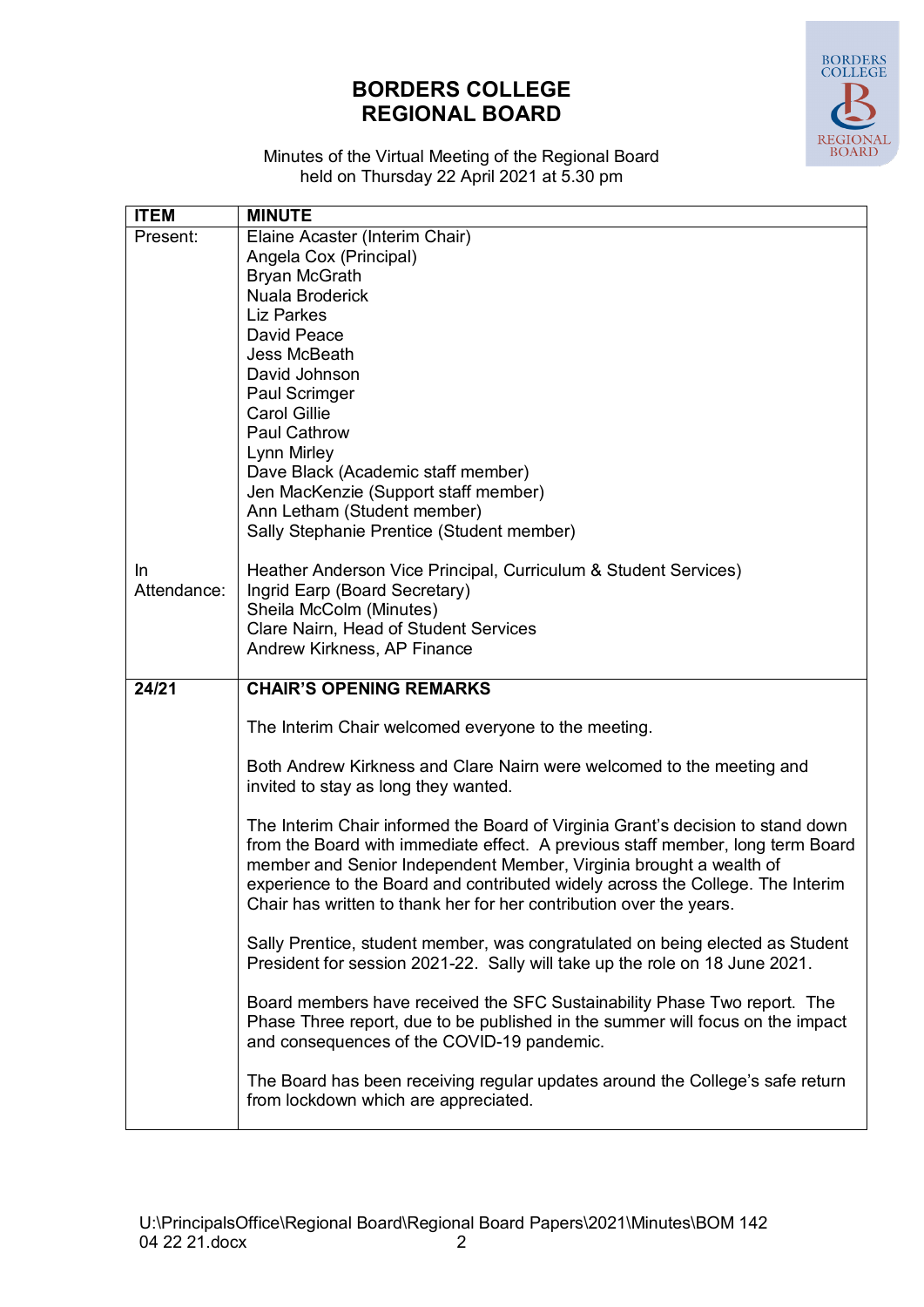# BORDERS COLLEGE REGIONAL BOARD

Minutes of the Virtual Meeting of the Regional Board held on Thursday 22 April 2021 at 5.30 pm

| ITEM | MINUTE |
|---|---|
| Present: | Elaine Acaster (Interim Chair)<br>Angela Cox (Principal)<br>Bryan McGrath<br>Nuala Broderick<br>Liz Parkes<br>David Peace<br>Jess McBeath<br>David Johnson<br>Paul Scrimger<br>Carol Gillie<br>Paul Cathrow<br>Lynn Mirley<br>Dave Black (Academic staff member)<br>Jen MacKenzie (Support staff member)<br>Ann Letham (Student member)<br>Sally Stephanie Prentice (Student member) |
| In Attendance: | Heather Anderson Vice Principal, Curriculum & Student Services)<br>Ingrid Earp (Board Secretary)<br>Sheila McColm (Minutes)<br>Clare Nairn, Head of Student Services<br>Andrew Kirkness, AP Finance |
| **24/21** | **CHAIR'S OPENING REMARKS**<br><br>The Interim Chair welcomed everyone to the meeting.<br><br>Both Andrew Kirkness and Clare Nairn were welcomed to the meeting and invited to stay as long they wanted.<br><br>The Interim Chair informed the Board of Virginia Grant's decision to stand down from the Board with immediate effect. A previous staff member, long term Board member and Senior Independent Member, Virginia brought a wealth of experience to the Board and contributed widely across the College. The Interim Chair has written to thank her for her contribution over the years.<br><br>Sally Prentice, student member, was congratulated on being elected as Student President for session 2021-22. Sally will take up the role on 18 June 2021.<br><br>Board members have received the SFC Sustainability Phase Two report. The Phase Three report, due to be published in the summer will focus on the impact and consequences of the COVID-19 pandemic.<br><br>The Board has been receiving regular updates around the College's safe return from lockdown which are appreciated. |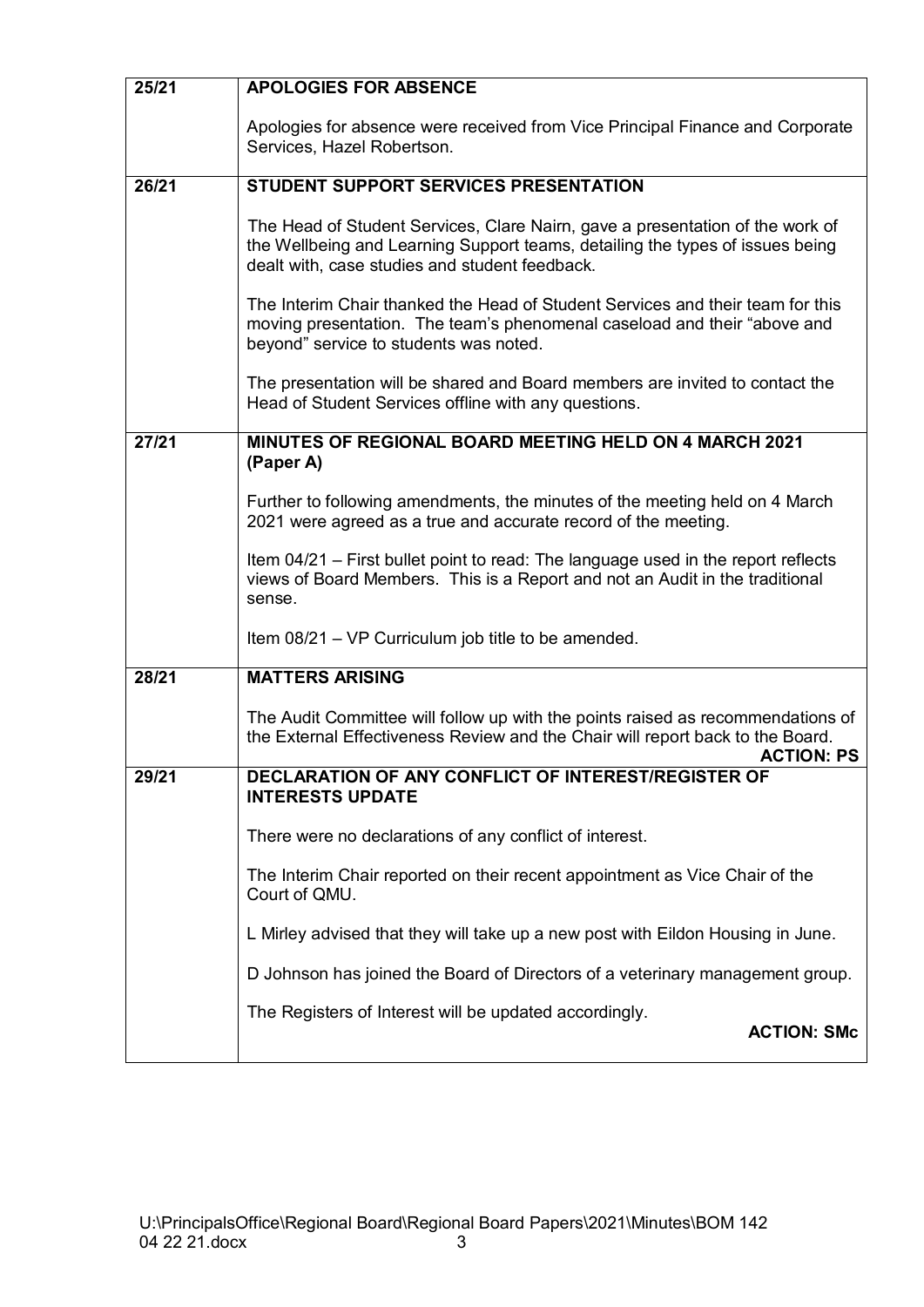| | |
|---|---|
| **25/21** | **APOLOGIES FOR ABSENCE**<br><br>Apologies for absence were received from Vice Principal Finance and Corporate Services, Hazel Robertson. |
| **26/21** | **STUDENT SUPPORT SERVICES PRESENTATION**<br><br>The Head of Student Services, Clare Nairn, gave a presentation of the work of the Wellbeing and Learning Support teams, detailing the types of issues being dealt with, case studies and student feedback.<br><br>The Interim Chair thanked the Head of Student Services and their team for this moving presentation. The team's phenomenal caseload and their "above and beyond" service to students was noted.<br><br>The presentation will be shared and Board members are invited to contact the Head of Student Services offline with any questions. |
| **27/21** | **MINUTES OF REGIONAL BOARD MEETING HELD ON 4 MARCH 2021 (Paper A)**<br><br>Further to following amendments, the minutes of the meeting held on 4 March 2021 were agreed as a true and accurate record of the meeting.<br><br>Item 04/21 – First bullet point to read: The language used in the report reflects views of Board Members. This is a Report and not an Audit in the traditional sense.<br><br>Item 08/21 – VP Curriculum job title to be amended. |
| **28/21** | **MATTERS ARISING**<br><br>The Audit Committee will follow up with the points raised as recommendations of the External Effectiveness Review and the Chair will report back to the Board.<br>**ACTION: PS** |
| **29/21** | **DECLARATION OF ANY CONFLICT OF INTEREST/REGISTER OF INTERESTS UPDATE**<br><br>There were no declarations of any conflict of interest.<br><br>The Interim Chair reported on their recent appointment as Vice Chair of the Court of QMU.<br><br>L Mirley advised that they will take up a new post with Eildon Housing in June.<br><br>D Johnson has joined the Board of Directors of a veterinary management group.<br><br>The Registers of Interest will be updated accordingly.<br>**ACTION: SMc** |

U:\PrincipalsOffice\Regional Board\Regional Board Papers\2021\Minutes\BOM 142 04 22 21.docx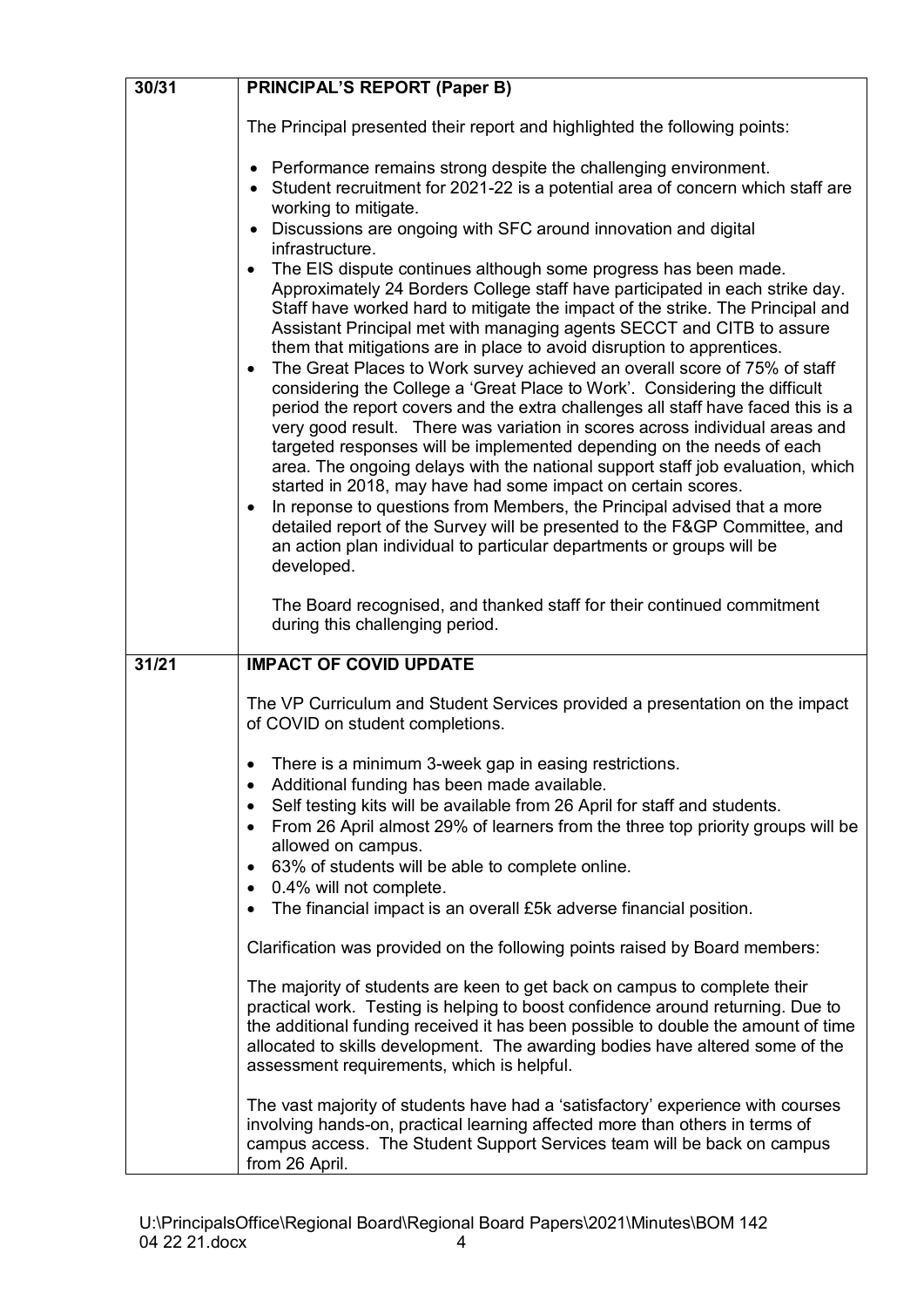| | |
|---|---|
| 30/31 | **PRINCIPAL'S REPORT (Paper B)**<br><br>The Principal presented their report and highlighted the following points:<br><br>• Performance remains strong despite the challenging environment.<br>• Student recruitment for 2021-22 is a potential area of concern which staff are working to mitigate.<br>• Discussions are ongoing with SFC around innovation and digital infrastructure.<br>• The EIS dispute continues although some progress has been made. Approximately 24 Borders College staff have participated in each strike day. Staff have worked hard to mitigate the impact of the strike. The Principal and Assistant Principal met with managing agents SECCT and CITB to assure them that mitigations are in place to avoid disruption to apprentices.<br>• The Great Places to Work survey achieved an overall score of 75% of staff considering the College a 'Great Place to Work'. Considering the difficult period the report covers and the extra challenges all staff have faced this is a very good result. There was variation in scores across individual areas and targeted responses will be implemented depending on the needs of each area. The ongoing delays with the national support staff job evaluation, which started in 2018, may have had some impact on certain scores.<br>• In reponse to questions from Members, the Principal advised that a more detailed report of the Survey will be presented to the F&GP Committee, and an action plan individual to particular departments or groups will be developed.<br><br>The Board recognised, and thanked staff for their continued commitment during this challenging period. |
| 31/21 | **IMPACT OF COVID UPDATE**<br><br>The VP Curriculum and Student Services provided a presentation on the impact of COVID on student completions.<br><br>• There is a minimum 3-week gap in easing restrictions.<br>• Additional funding has been made available.<br>• Self testing kits will be available from 26 April for staff and students.<br>• From 26 April almost 29% of learners from the three top priority groups will be allowed on campus.<br>• 63% of students will be able to complete online.<br>• 0.4% will not complete.<br>• The financial impact is an overall £5k adverse financial position.<br><br>Clarification was provided on the following points raised by Board members:<br><br>The majority of students are keen to get back on campus to complete their practical work. Testing is helping to boost confidence around returning. Due to the additional funding received it has been possible to double the amount of time allocated to skills development. The awarding bodies have altered some of the assessment requirements, which is helpful.<br><br>The vast majority of students have had a 'satisfactory' experience with courses involving hands-on, practical learning affected more than others in terms of campus access. The Student Support Services team will be back on campus from 26 April. |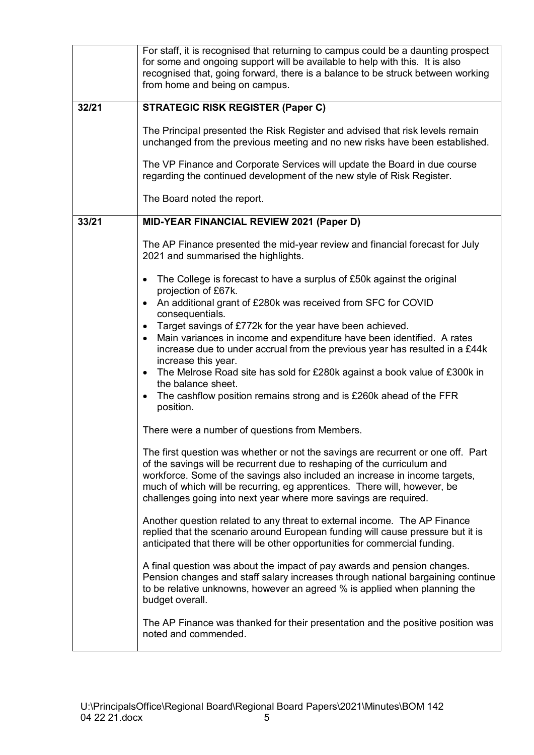| | |
|---|---|
| | For staff, it is recognised that returning to campus could be a daunting prospect for some and ongoing support will be available to help with this. It is also recognised that, going forward, there is a balance to be struck between working from home and being on campus. |
| **32/21** | **STRATEGIC RISK REGISTER (Paper C)**<br><br>The Principal presented the Risk Register and advised that risk levels remain unchanged from the previous meeting and no new risks have been established.<br><br>The VP Finance and Corporate Services will update the Board in due course regarding the continued development of the new style of Risk Register.<br><br>The Board noted the report. |
| **33/21** | **MID-YEAR FINANCIAL REVIEW 2021 (Paper D)**<br><br>The AP Finance presented the mid-year review and financial forecast for July 2021 and summarised the highlights.<br><br>• The College is forecast to have a surplus of £50k against the original projection of £67k.<br>• An additional grant of £280k was received from SFC for COVID consequentials.<br>• Target savings of £772k for the year have been achieved.<br>• Main variances in income and expenditure have been identified. A rates increase due to under accrual from the previous year has resulted in a £44k increase this year.<br>• The Melrose Road site has sold for £280k against a book value of £300k in the balance sheet.<br>• The cashflow position remains strong and is £260k ahead of the FFR position.<br><br>There were a number of questions from Members.<br><br>The first question was whether or not the savings are recurrent or one off. Part of the savings will be recurrent due to reshaping of the curriculum and workforce. Some of the savings also included an increase in income targets, much of which will be recurring, eg apprentices. There will, however, be challenges going into next year where more savings are required.<br><br>Another question related to any threat to external income. The AP Finance replied that the scenario around European funding will cause pressure but it is anticipated that there will be other opportunities for commercial funding.<br><br>A final question was about the impact of pay awards and pension changes. Pension changes and staff salary increases through national bargaining continue to be relative unknowns, however an agreed % is applied when planning the budget overall.<br><br>The AP Finance was thanked for their presentation and the positive position was noted and commended. |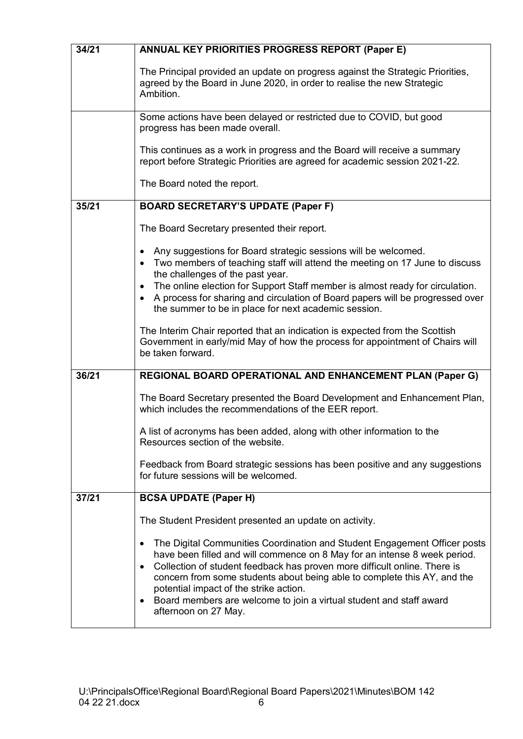| 34/21 | **ANNUAL KEY PRIORITIES PROGRESS REPORT (Paper E)**<br><br>The Principal provided an update on progress against the Strategic Priorities, agreed by the Board in June 2020, in order to realise the new Strategic Ambition. |
|---|---|
| | Some actions have been delayed or restricted due to COVID, but good progress has been made overall.<br><br>This continues as a work in progress and the Board will receive a summary report before Strategic Priorities are agreed for academic session 2021-22.<br><br>The Board noted the report. |
| 35/21 | **BOARD SECRETARY'S UPDATE (Paper F)**<br><br>The Board Secretary presented their report.<br><br>• Any suggestions for Board strategic sessions will be welcomed.<br>• Two members of teaching staff will attend the meeting on 17 June to discuss the challenges of the past year.<br>• The online election for Support Staff member is almost ready for circulation.<br>• A process for sharing and circulation of Board papers will be progressed over the summer to be in place for next academic session.<br><br>The Interim Chair reported that an indication is expected from the Scottish Government in early/mid May of how the process for appointment of Chairs will be taken forward. |
| 36/21 | **REGIONAL BOARD OPERATIONAL AND ENHANCEMENT PLAN (Paper G)**<br><br>The Board Secretary presented the Board Development and Enhancement Plan, which includes the recommendations of the EER report.<br><br>A list of acronyms has been added, along with other information to the Resources section of the website.<br><br>Feedback from Board strategic sessions has been positive and any suggestions for future sessions will be welcomed. |
| 37/21 | **BCSA UPDATE (Paper H)**<br><br>The Student President presented an update on activity.<br><br>• The Digital Communities Coordination and Student Engagement Officer posts have been filled and will commence on 8 May for an intense 8 week period.<br>• Collection of student feedback has proven more difficult online. There is concern from some students about being able to complete this AY, and the potential impact of the strike action.<br>• Board members are welcome to join a virtual student and staff award afternoon on 27 May. |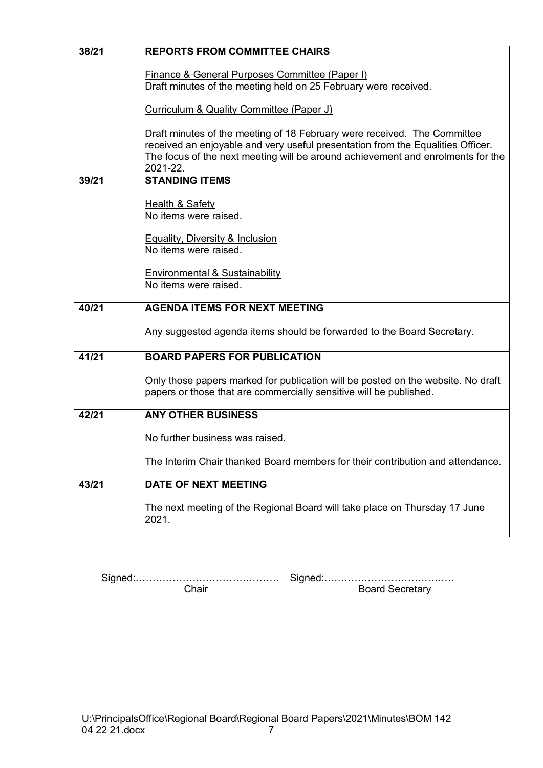| | |
|---|---|
| **38/21** | **REPORTS FROM COMMITTEE CHAIRS**<br><br>Finance & General Purposes Committee (Paper I)<br>Draft minutes of the meeting held on 25 February were received.<br><br>Curriculum & Quality Committee (Paper J)<br><br>Draft minutes of the meeting of 18 February were received. The Committee received an enjoyable and very useful presentation from the Equalities Officer. The focus of the next meeting will be around achievement and enrolments for the 2021-22. |
| **39/21** | **STANDING ITEMS**<br><br>Health & Safety<br>No items were raised.<br><br>Equality, Diversity & Inclusion<br>No items were raised.<br><br>Environmental & Sustainability<br>No items were raised. |
| **40/21** | **AGENDA ITEMS FOR NEXT MEETING**<br><br>Any suggested agenda items should be forwarded to the Board Secretary. |
| **41/21** | **BOARD PAPERS FOR PUBLICATION**<br><br>Only those papers marked for publication will be posted on the website. No draft papers or those that are commercially sensitive will be published. |
| **42/21** | **ANY OTHER BUSINESS**<br><br>No further business was raised.<br><br>The Interim Chair thanked Board members for their contribution and attendance. |
| **43/21** | **DATE OF NEXT MEETING**<br><br>The next meeting of the Regional Board will take place on Thursday 17 June 2021. |

Signed:……………………………………. Signed:…………………………………
Chair Board Secretary

U:\PrincipalsOffice\Regional Board\Regional Board Papers\2021\Minutes\BOM 142 04 22 21.docx